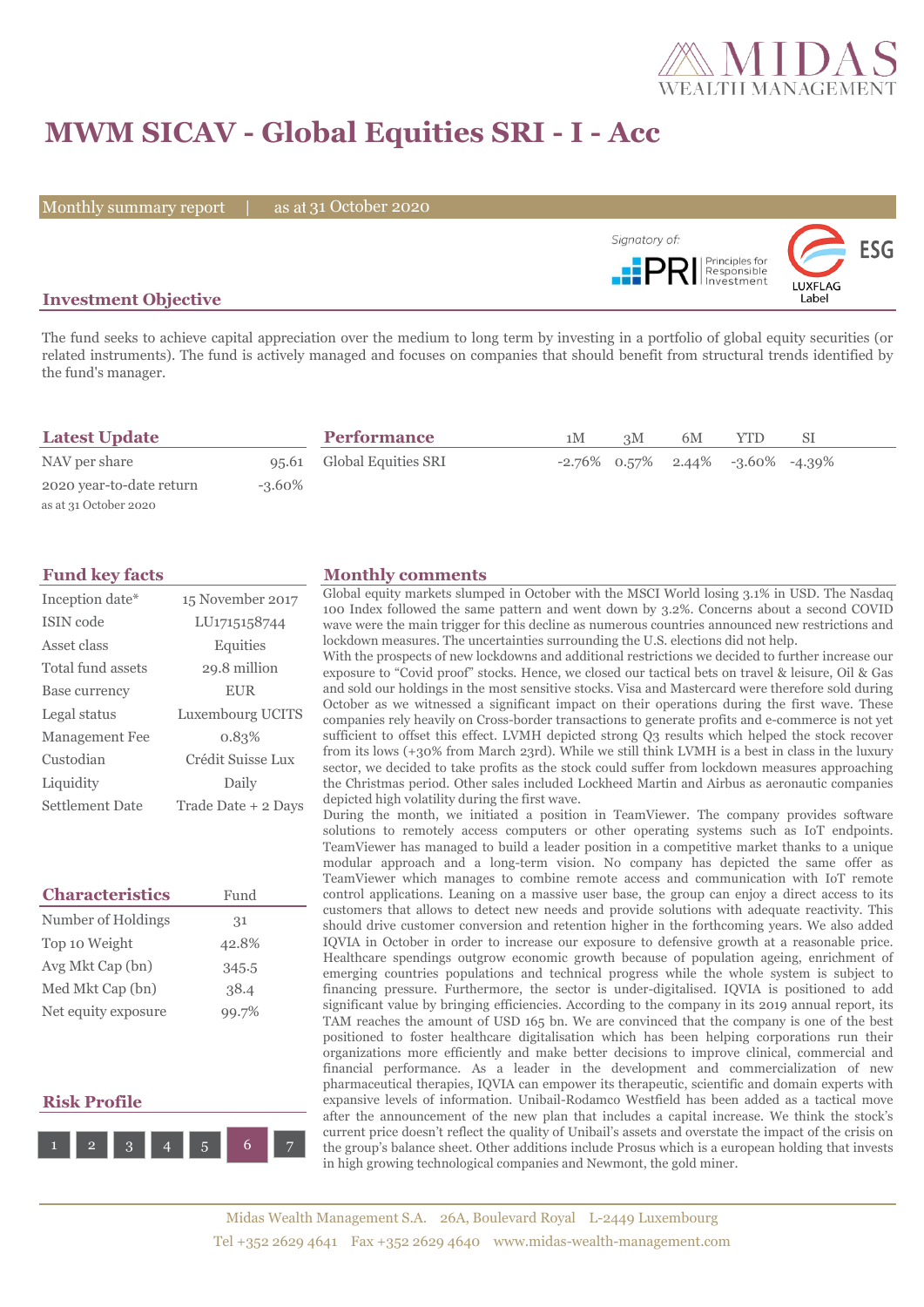# MWM SICAV - Global Equities SRI - I - Acc

Monthly summary report | as at 31 October 2020

Signatory of: PRI Principles for Responsible Investment

ESG LUXFLAG Label

## Investment Objective

The fund seeks to achieve capital appreciation over the medium to long term by investing in a portfolio of global equity securities (or related instruments). The fund is actively managed and focuses on companies that should benefit from structural trends identified by the fund's manager.

## Latest Update

| | |
|---|---|
| NAV per share | 95.61 |
| 2020 year-to-date return | -3.60% |

as at 31 October 2020

## Performance

| | 1M | 3M | 6M | YTD | SI |
|---|---|---|---|---|---|
| Global Equities SRI | -2.76% | 0.57% | 2.44% | -3.60% | -4.39% |

## Fund key facts

| | |
|---|---|
| Inception date* | 15 November 2017 |
| ISIN code | LU1715158744 |
| Asset class | Equities |
| Total fund assets | 29.8 million |
| Base currency | EUR |
| Legal status | Luxembourg UCITS |
| Management Fee | 0.83% |
| Custodian | Crédit Suisse Lux |
| Liquidity | Daily |
| Settlement Date | Trade Date + 2 Days |

## Characteristics

| Characteristics | Fund |
|---|---|
| Number of Holdings | 31 |
| Top 10 Weight | 42.8% |
| Avg Mkt Cap (bn) | 345.5 |
| Med Mkt Cap (bn) | 38.4 |
| Net equity exposure | 99.7% |

## Risk Profile

1 2 3 4 5 **6** 7

## Monthly comments

Global equity markets slumped in October with the MSCI World losing 3.1% in USD. The Nasdaq 100 Index followed the same pattern and went down by 3.2%. Concerns about a second COVID wave were the main trigger for this decline as numerous countries announced new restrictions and lockdown measures. The uncertainties surrounding the U.S. elections did not help.

With the prospects of new lockdowns and additional restrictions we decided to further increase our exposure to "Covid proof" stocks. Hence, we closed our tactical bets on travel & leisure, Oil & Gas and sold our holdings in the most sensitive stocks. Visa and Mastercard were therefore sold during October as we witnessed a significant impact on their operations during the first wave. These companies rely heavily on Cross-border transactions to generate profits and e-commerce is not yet sufficient to offset this effect. LVMH depicted strong Q3 results which helped the stock recover from its lows (+30% from March 23rd). While we still think LVMH is a best in class in the luxury sector, we decided to take profits as the stock could suffer from lockdown measures approaching the Christmas period. Other sales included Lockheed Martin and Airbus as aeronautic companies depicted high volatility during the first wave.

During the month, we initiated a position in TeamViewer. The company provides software solutions to remotely access computers or other operating systems such as IoT endpoints. TeamViewer has managed to build a leader position in a competitive market thanks to a unique modular approach and a long-term vision. No company has depicted the same offer as TeamViewer which manages to combine remote access and communication with IoT remote control applications. Leaning on a massive user base, the group can enjoy a direct access to its customers that allows to detect new needs and provide solutions with adequate reactivity. This should drive customer conversion and retention higher in the forthcoming years. We also added IQVIA in October in order to increase our exposure to defensive growth at a reasonable price. Healthcare spendings outgrow economic growth because of population ageing, enrichment of emerging countries populations and technical progress while the whole system is subject to financing pressure. Furthermore, the sector is under-digitalised. IQVIA is positioned to add significant value by bringing efficiencies. According to the company in its 2019 annual report, its TAM reaches the amount of USD 165 bn. We are convinced that the company is one of the best positioned to foster healthcare digitalisation which has been helping corporations run their organizations more efficiently and make better decisions to improve clinical, commercial and financial performance. As a leader in the development and commercialization of new pharmaceutical therapies, IQVIA can empower its therapeutic, scientific and domain experts with expansive levels of information. Unibail-Rodamco Westfield has been added as a tactical move after the announcement of the new plan that includes a capital increase. We think the stock's current price doesn't reflect the quality of Unibail's assets and overstate the impact of the crisis on the group's balance sheet. Other additions include Prosus which is a european holding that invests in high growing technological companies and Newmont, the gold miner.

Midas Wealth Management S.A. 26A, Boulevard Royal L-2449 Luxembourg
Tel +352 2629 4641 Fax +352 2629 4640 www.midas-wealth-management.com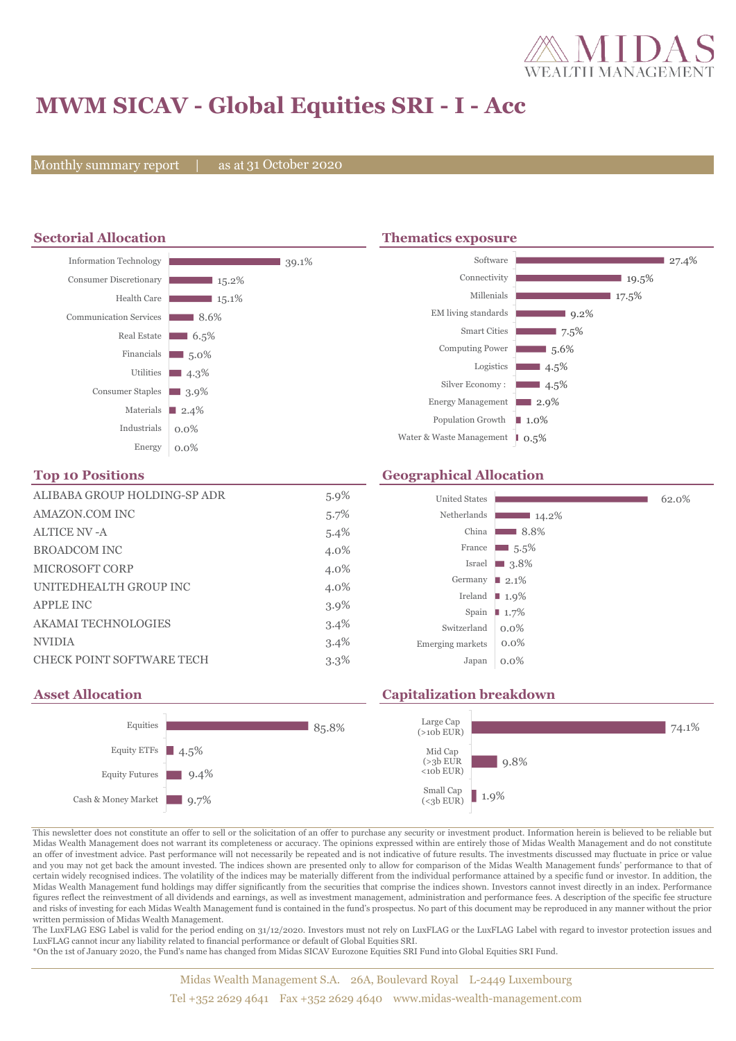MIDAS
WEALTH MANAGEMENT

# MWM SICAV - Global Equities SRI - I - Acc

Monthly summary report | as at 31 October 2020

## Sectorial Allocation

Information Technology 39.1%
Consumer Discretionary 15.2%
Health Care 15.1%
Communication Services 8.6%
Real Estate 6.5%
Financials 5.0%
Utilities 4.3%
Consumer Staples 3.9%
Materials 2.4%
Industrials 0.0%
Energy 0.0%

## Thematics exposure

Software 27.4%
Connectivity 19.5%
Millenials 17.5%
EM living standards 9.2%
Smart Cities 7.5%
Computing Power 5.6%
Logistics 4.5%
Silver Economy : 4.5%
Energy Management 2.9%
Population Growth 1.0%
Water & Waste Management 0.5%

## Top 10 Positions

| | |
|---|---|
| ALIBABA GROUP HOLDING-SP ADR | 5.9% |
| AMAZON.COM INC | 5.7% |
| ALTICE NV -A | 5.4% |
| BROADCOM INC | 4.0% |
| MICROSOFT CORP | 4.0% |
| UNITEDHEALTH GROUP INC | 4.0% |
| APPLE INC | 3.9% |
| AKAMAI TECHNOLOGIES | 3.4% |
| NVIDIA | 3.4% |
| CHECK POINT SOFTWARE TECH | 3.3% |

## Geographical Allocation

United States 62.0%
Netherlands 14.2%
China 8.8%
France 5.5%
Israel 3.8%
Germany 2.1%
Ireland 1.9%
Spain 1.7%
Switzerland 0.0%
Emerging markets 0.0%
Japan 0.0%

## Asset Allocation

Equities 85.8%
Equity ETFs 4.5%
Equity Futures 9.4%
Cash & Money Market 9.7%

## Capitalization breakdown

Large Cap (>10b EUR) 74.1%
Mid Cap (>3b EUR <10b EUR) 9.8%
Small Cap (<3b EUR) 1.9%

This newsletter does not constitute an offer to sell or the solicitation of an offer to purchase any security or investment product. Information herein is believed to be reliable but Midas Wealth Management does not warrant its completeness or accuracy. The opinions expressed within are entirely those of Midas Wealth Management and do not constitute an offer of investment advice. Past performance will not necessarily be repeated and is not indicative of future results. The investments discussed may fluctuate in price or value and you may not get back the amount invested. The indices shown are presented only to allow for comparison of the Midas Wealth Management funds' performance to that of certain widely recognised indices. The volatility of the indices may be materially different from the individual performance attained by a specific fund or investor. In addition, the Midas Wealth Management fund holdings may differ significantly from the securities that comprise the indices shown. Investors cannot invest directly in an index. Performance figures reflect the reinvestment of all dividends and earnings, as well as investment management, administration and performance fees. A description of the specific fee structure and risks of investing for each Midas Wealth Management fund is contained in the fund's prospectus. No part of this document may be reproduced in any manner without the prior written permission of Midas Wealth Management.

The LuxFLAG ESG Label is valid for the period ending on 31/12/2020. Investors must not rely on LuxFLAG or the LuxFLAG Label with regard to investor protection issues and LuxFLAG cannot incur any liability related to financial performance or default of Global Equities SRI.

*On the 1st of January 2020, the Fund's name has changed from Midas SICAV Eurozone Equities SRI Fund into Global Equities SRI Fund.

Midas Wealth Management S.A. 26A, Boulevard Royal L-2449 Luxembourg
Tel +352 2629 4641 Fax +352 2629 4640 www.midas-wealth-management.com